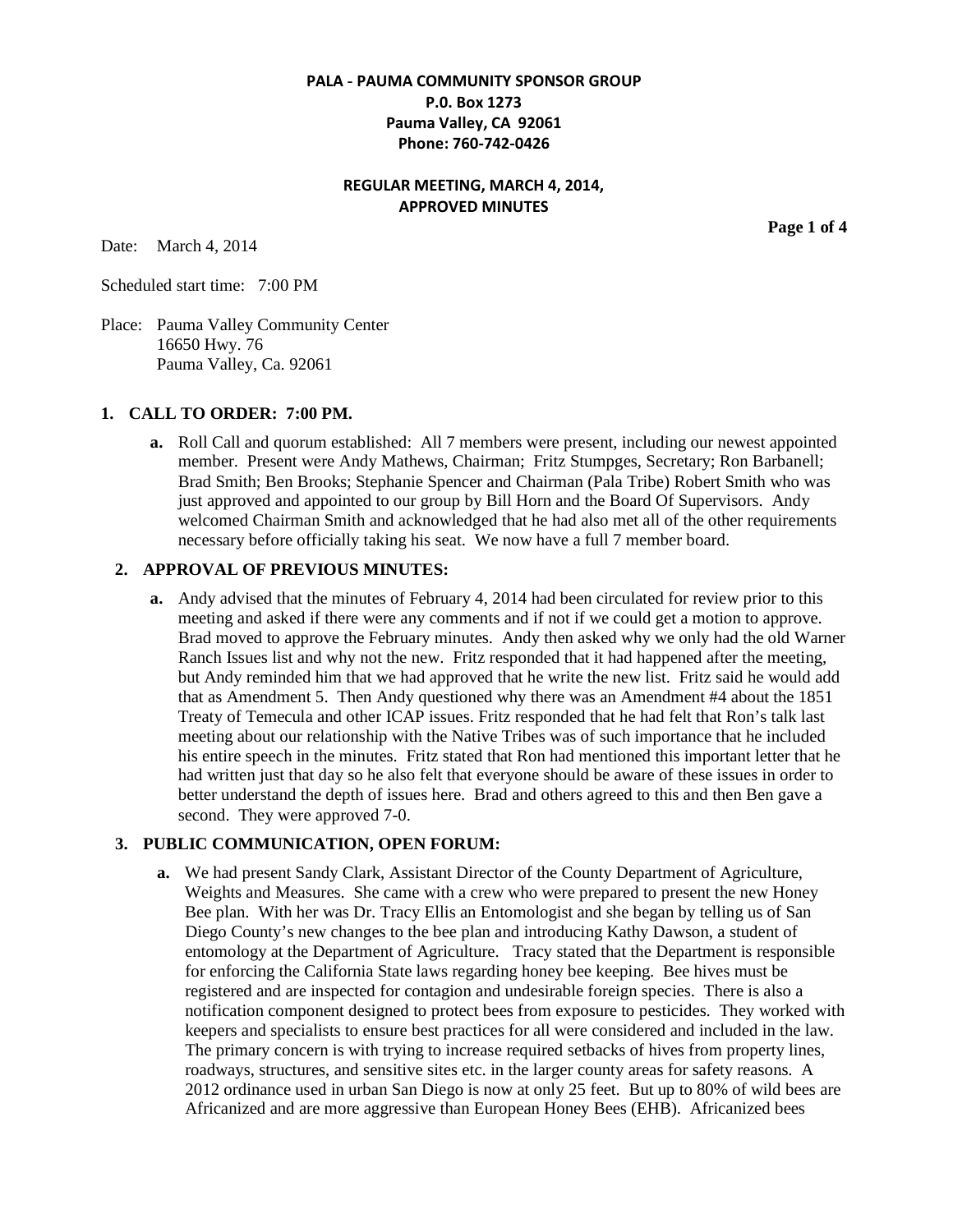**PALA - PAUMA COMMUNITY SPONSOR GROUP**
**P.0. Box 1273**
**Pauma Valley, CA 92061**
**Phone: 760-742-0426**

**REGULAR MEETING, MARCH 4, 2014,**
**APPROVED MINUTES**

Date: March 4, 2014

Scheduled start time: 7:00 PM

Place: Pauma Valley Community Center
16650 Hwy. 76
Pauma Valley, Ca. 92061

## 1. CALL TO ORDER: 7:00 PM.

**a.** Roll Call and quorum established: All 7 members were present, including our newest appointed member. Present were Andy Mathews, Chairman; Fritz Stumpges, Secretary; Ron Barbanell; Brad Smith; Ben Brooks; Stephanie Spencer and Chairman (Pala Tribe) Robert Smith who was just approved and appointed to our group by Bill Horn and the Board Of Supervisors. Andy welcomed Chairman Smith and acknowledged that he had also met all of the other requirements necessary before officially taking his seat. We now have a full 7 member board.

## 2. APPROVAL OF PREVIOUS MINUTES:

**a.** Andy advised that the minutes of February 4, 2014 had been circulated for review prior to this meeting and asked if there were any comments and if not if we could get a motion to approve. Brad moved to approve the February minutes. Andy then asked why we only had the old Warner Ranch Issues list and why not the new. Fritz responded that it had happened after the meeting, but Andy reminded him that we had approved that he write the new list. Fritz said he would add that as Amendment 5. Then Andy questioned why there was an Amendment #4 about the 1851 Treaty of Temecula and other ICAP issues. Fritz responded that he had felt that Ron's talk last meeting about our relationship with the Native Tribes was of such importance that he included his entire speech in the minutes. Fritz stated that Ron had mentioned this important letter that he had written just that day so he also felt that everyone should be aware of these issues in order to better understand the depth of issues here. Brad and others agreed to this and then Ben gave a second. They were approved 7-0.

## 3. PUBLIC COMMUNICATION, OPEN FORUM:

**a.** We had present Sandy Clark, Assistant Director of the County Department of Agriculture, Weights and Measures. She came with a crew who were prepared to present the new Honey Bee plan. With her was Dr. Tracy Ellis an Entomologist and she began by telling us of San Diego County's new changes to the bee plan and introducing Kathy Dawson, a student of entomology at the Department of Agriculture. Tracy stated that the Department is responsible for enforcing the California State laws regarding honey bee keeping. Bee hives must be registered and are inspected for contagion and undesirable foreign species. There is also a notification component designed to protect bees from exposure to pesticides. They worked with keepers and specialists to ensure best practices for all were considered and included in the law. The primary concern is with trying to increase required setbacks of hives from property lines, roadways, structures, and sensitive sites etc. in the larger county areas for safety reasons. A 2012 ordinance used in urban San Diego is now at only 25 feet. But up to 80% of wild bees are Africanized and are more aggressive than European Honey Bees (EHB). Africanized bees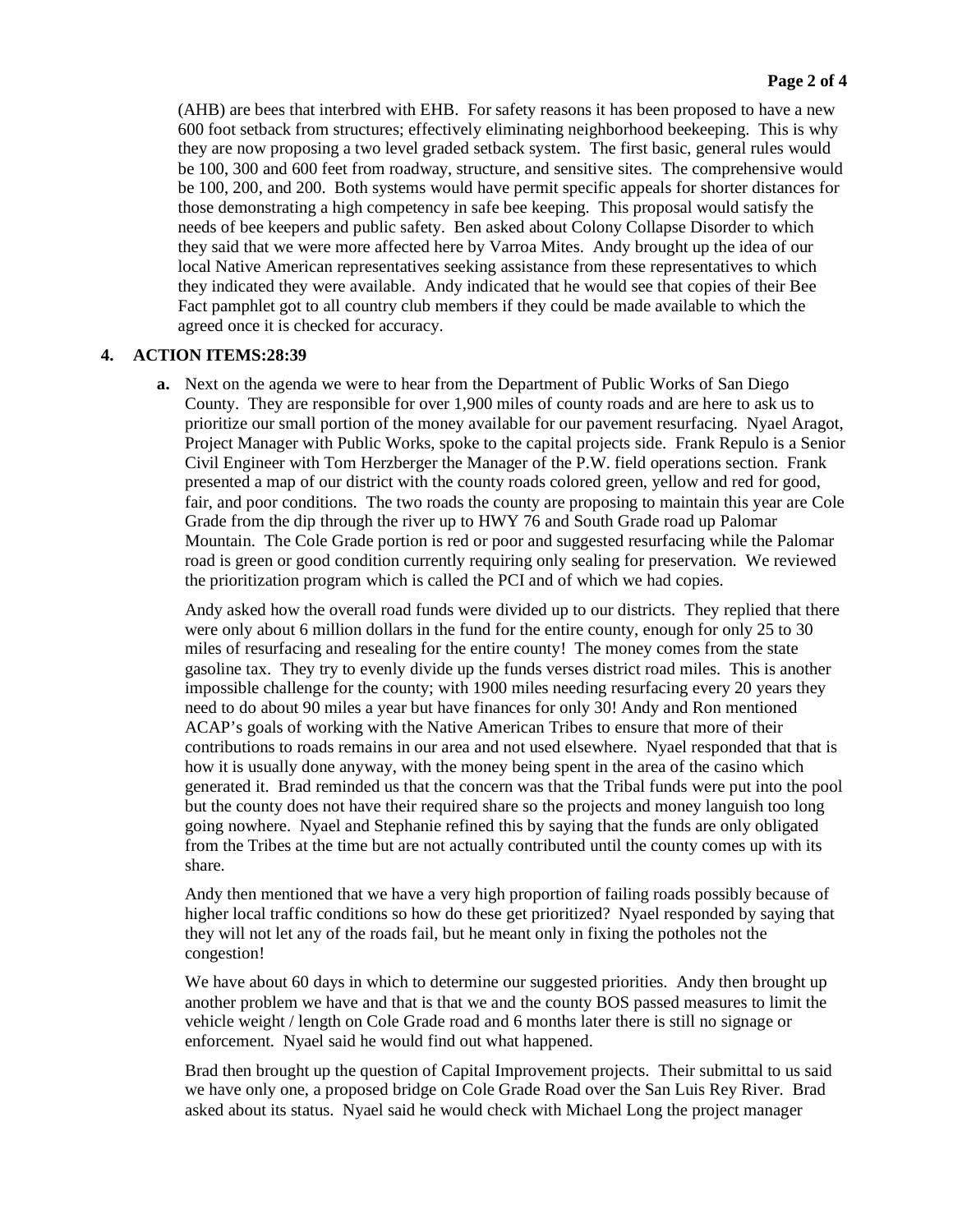(AHB) are bees that interbred with EHB. For safety reasons it has been proposed to have a new 600 foot setback from structures; effectively eliminating neighborhood beekeeping. This is why they are now proposing a two level graded setback system. The first basic, general rules would be 100, 300 and 600 feet from roadway, structure, and sensitive sites. The comprehensive would be 100, 200, and 200. Both systems would have permit specific appeals for shorter distances for those demonstrating a high competency in safe bee keeping. This proposal would satisfy the needs of bee keepers and public safety. Ben asked about Colony Collapse Disorder to which they said that we were more affected here by Varroa Mites. Andy brought up the idea of our local Native American representatives seeking assistance from these representatives to which they indicated they were available. Andy indicated that he would see that copies of their Bee Fact pamphlet got to all country club members if they could be made available to which the agreed once it is checked for accuracy.

**4. ACTION ITEMS:28:39**

**a.** Next on the agenda we were to hear from the Department of Public Works of San Diego County. They are responsible for over 1,900 miles of county roads and are here to ask us to prioritize our small portion of the money available for our pavement resurfacing. Nyael Aragot, Project Manager with Public Works, spoke to the capital projects side. Frank Repulo is a Senior Civil Engineer with Tom Herzberger the Manager of the P.W. field operations section. Frank presented a map of our district with the county roads colored green, yellow and red for good, fair, and poor conditions. The two roads the county are proposing to maintain this year are Cole Grade from the dip through the river up to HWY 76 and South Grade road up Palomar Mountain. The Cole Grade portion is red or poor and suggested resurfacing while the Palomar road is green or good condition currently requiring only sealing for preservation. We reviewed the prioritization program which is called the PCI and of which we had copies.

Andy asked how the overall road funds were divided up to our districts. They replied that there were only about 6 million dollars in the fund for the entire county, enough for only 25 to 30 miles of resurfacing and resealing for the entire county! The money comes from the state gasoline tax. They try to evenly divide up the funds verses district road miles. This is another impossible challenge for the county; with 1900 miles needing resurfacing every 20 years they need to do about 90 miles a year but have finances for only 30! Andy and Ron mentioned ACAP's goals of working with the Native American Tribes to ensure that more of their contributions to roads remains in our area and not used elsewhere. Nyael responded that that is how it is usually done anyway, with the money being spent in the area of the casino which generated it. Brad reminded us that the concern was that the Tribal funds were put into the pool but the county does not have their required share so the projects and money languish too long going nowhere. Nyael and Stephanie refined this by saying that the funds are only obligated from the Tribes at the time but are not actually contributed until the county comes up with its share.

Andy then mentioned that we have a very high proportion of failing roads possibly because of higher local traffic conditions so how do these get prioritized? Nyael responded by saying that they will not let any of the roads fail, but he meant only in fixing the potholes not the congestion!

We have about 60 days in which to determine our suggested priorities. Andy then brought up another problem we have and that is that we and the county BOS passed measures to limit the vehicle weight / length on Cole Grade road and 6 months later there is still no signage or enforcement. Nyael said he would find out what happened.

Brad then brought up the question of Capital Improvement projects. Their submittal to us said we have only one, a proposed bridge on Cole Grade Road over the San Luis Rey River. Brad asked about its status. Nyael said he would check with Michael Long the project manager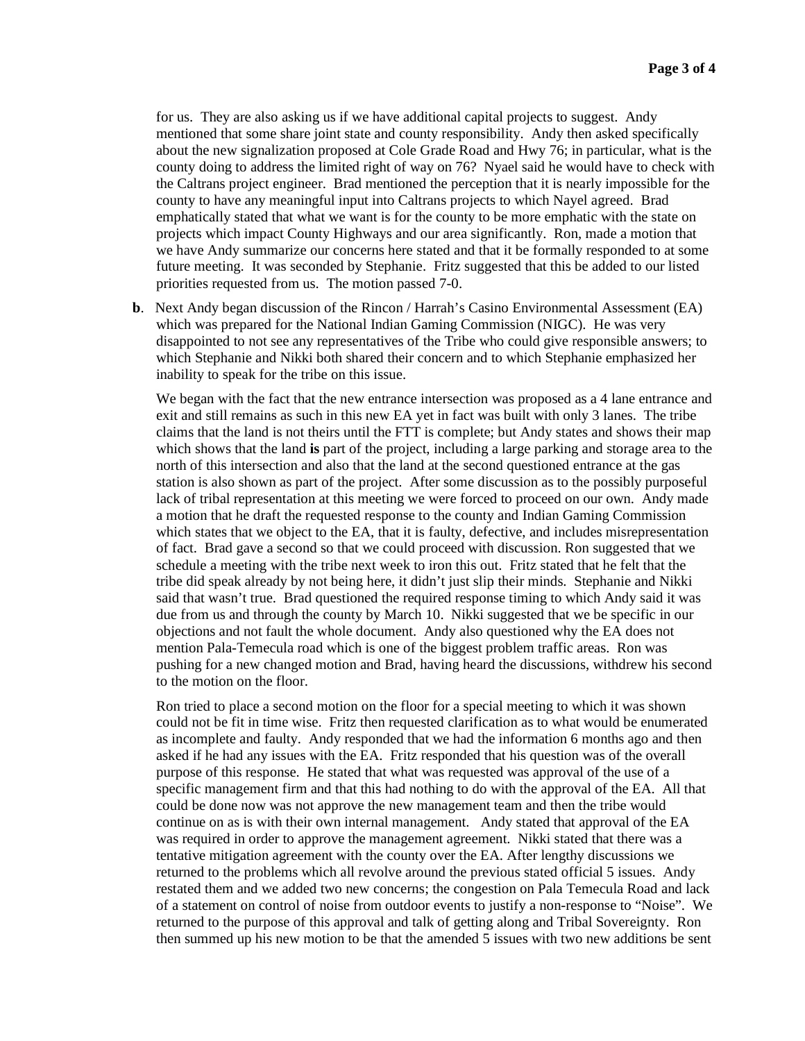for us. They are also asking us if we have additional capital projects to suggest. Andy mentioned that some share joint state and county responsibility. Andy then asked specifically about the new signalization proposed at Cole Grade Road and Hwy 76; in particular, what is the county doing to address the limited right of way on 76? Nyael said he would have to check with the Caltrans project engineer. Brad mentioned the perception that it is nearly impossible for the county to have any meaningful input into Caltrans projects to which Nayel agreed. Brad emphatically stated that what we want is for the county to be more emphatic with the state on projects which impact County Highways and our area significantly. Ron, made a motion that we have Andy summarize our concerns here stated and that it be formally responded to at some future meeting. It was seconded by Stephanie. Fritz suggested that this be added to our listed priorities requested from us. The motion passed 7-0.

**b**. Next Andy began discussion of the Rincon / Harrah's Casino Environmental Assessment (EA) which was prepared for the National Indian Gaming Commission (NIGC). He was very disappointed to not see any representatives of the Tribe who could give responsible answers; to which Stephanie and Nikki both shared their concern and to which Stephanie emphasized her inability to speak for the tribe on this issue.

We began with the fact that the new entrance intersection was proposed as a 4 lane entrance and exit and still remains as such in this new EA yet in fact was built with only 3 lanes. The tribe claims that the land is not theirs until the FTT is complete; but Andy states and shows their map which shows that the land **is** part of the project, including a large parking and storage area to the north of this intersection and also that the land at the second questioned entrance at the gas station is also shown as part of the project. After some discussion as to the possibly purposeful lack of tribal representation at this meeting we were forced to proceed on our own. Andy made a motion that he draft the requested response to the county and Indian Gaming Commission which states that we object to the EA, that it is faulty, defective, and includes misrepresentation of fact. Brad gave a second so that we could proceed with discussion. Ron suggested that we schedule a meeting with the tribe next week to iron this out. Fritz stated that he felt that the tribe did speak already by not being here, it didn't just slip their minds. Stephanie and Nikki said that wasn't true. Brad questioned the required response timing to which Andy said it was due from us and through the county by March 10. Nikki suggested that we be specific in our objections and not fault the whole document. Andy also questioned why the EA does not mention Pala-Temecula road which is one of the biggest problem traffic areas. Ron was pushing for a new changed motion and Brad, having heard the discussions, withdrew his second to the motion on the floor.

Ron tried to place a second motion on the floor for a special meeting to which it was shown could not be fit in time wise. Fritz then requested clarification as to what would be enumerated as incomplete and faulty. Andy responded that we had the information 6 months ago and then asked if he had any issues with the EA. Fritz responded that his question was of the overall purpose of this response. He stated that what was requested was approval of the use of a specific management firm and that this had nothing to do with the approval of the EA. All that could be done now was not approve the new management team and then the tribe would continue on as is with their own internal management. Andy stated that approval of the EA was required in order to approve the management agreement. Nikki stated that there was a tentative mitigation agreement with the county over the EA. After lengthy discussions we returned to the problems which all revolve around the previous stated official 5 issues. Andy restated them and we added two new concerns; the congestion on Pala Temecula Road and lack of a statement on control of noise from outdoor events to justify a non-response to "Noise". We returned to the purpose of this approval and talk of getting along and Tribal Sovereignty. Ron then summed up his new motion to be that the amended 5 issues with two new additions be sent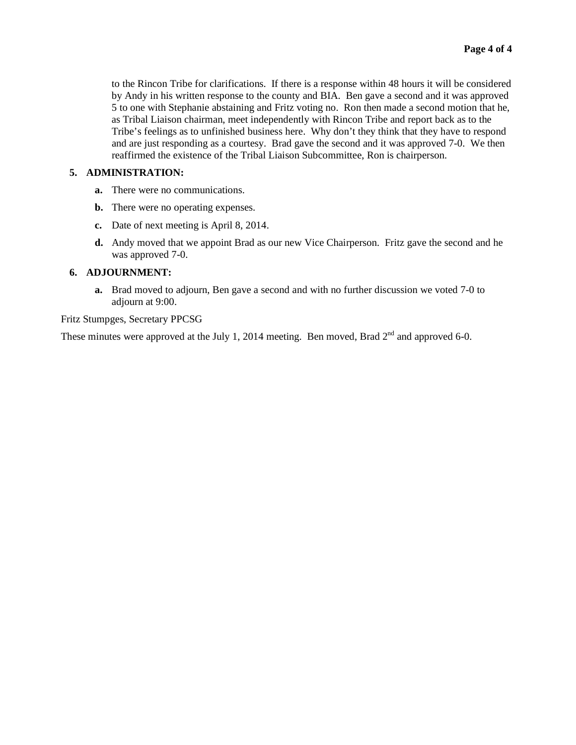to the Rincon Tribe for clarifications. If there is a response within 48 hours it will be considered by Andy in his written response to the county and BIA. Ben gave a second and it was approved 5 to one with Stephanie abstaining and Fritz voting no. Ron then made a second motion that he, as Tribal Liaison chairman, meet independently with Rincon Tribe and report back as to the Tribe's feelings as to unfinished business here. Why don't they think that they have to respond and are just responding as a courtesy. Brad gave the second and it was approved 7-0. We then reaffirmed the existence of the Tribal Liaison Subcommittee, Ron is chairperson.

**5. ADMINISTRATION:**

- **a.** There were no communications.
- **b.** There were no operating expenses.
- **c.** Date of next meeting is April 8, 2014.
- **d.** Andy moved that we appoint Brad as our new Vice Chairperson. Fritz gave the second and he was approved 7-0.

**6. ADJOURNMENT:**

- **a.** Brad moved to adjourn, Ben gave a second and with no further discussion we voted 7-0 to adjourn at 9:00.

Fritz Stumpges, Secretary PPCSG

These minutes were approved at the July 1, 2014 meeting. Ben moved, Brad 2nd and approved 6-0.